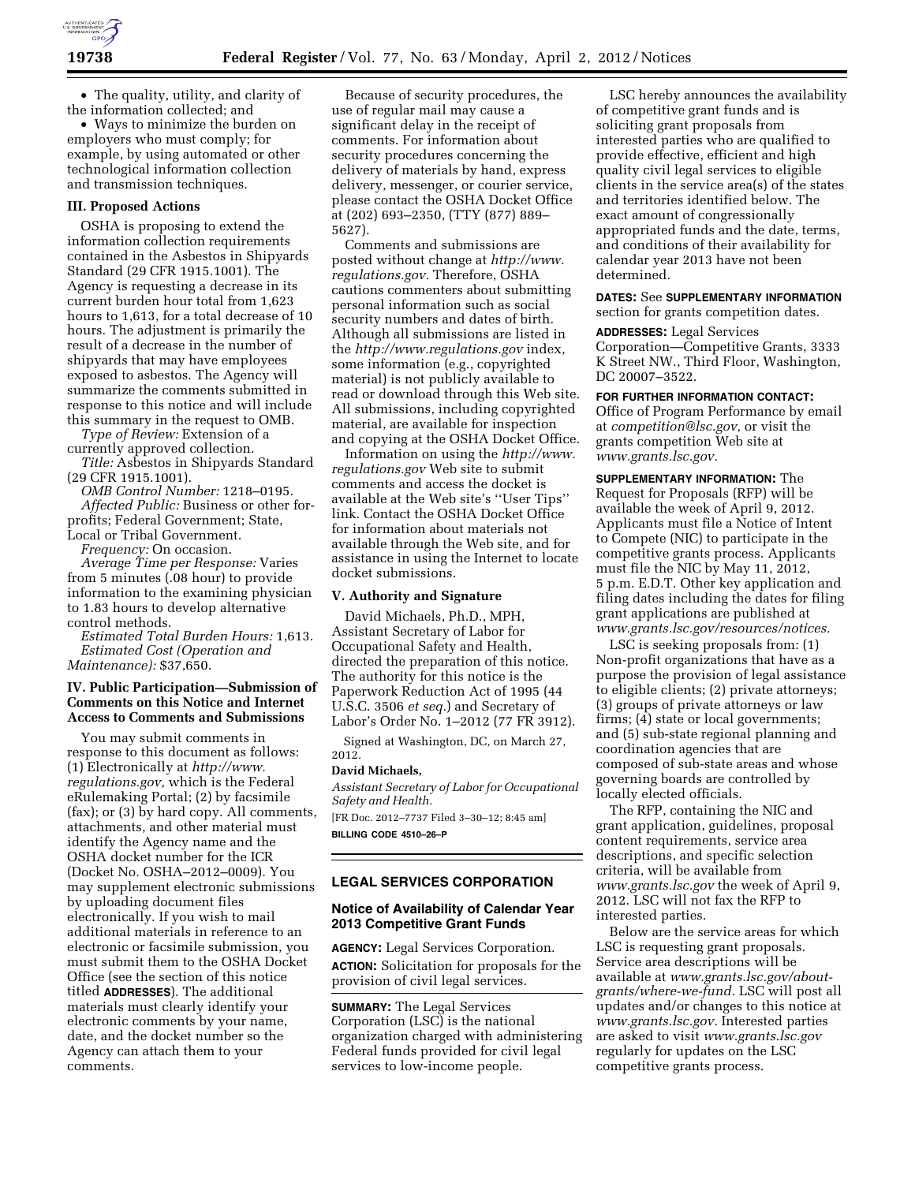- The quality, utility, and clarity of the information collected; and
- Ways to minimize the burden on employers who must comply; for example, by using automated or other technological information collection and transmission techniques.

### III. Proposed Actions

OSHA is proposing to extend the information collection requirements contained in the Asbestos in Shipyards Standard (29 CFR 1915.1001). The Agency is requesting a decrease in its current burden hour total from 1,623 hours to 1,613, for a total decrease of 10 hours. The adjustment is primarily the result of a decrease in the number of shipyards that may have employees exposed to asbestos. The Agency will summarize the comments submitted in response to this notice and will include this summary in the request to OMB.

*Type of Review:* Extension of a currently approved collection.

*Title:* Asbestos in Shipyards Standard (29 CFR 1915.1001).

*OMB Control Number:* 1218–0195.

*Affected Public:* Business or other for-profits; Federal Government; State, Local or Tribal Government.

*Frequency:* On occasion.

*Average Time per Response:* Varies from 5 minutes (.08 hour) to provide information to the examining physician to 1.83 hours to develop alternative control methods.

*Estimated Total Burden Hours:* 1,613.

*Estimated Cost (Operation and Maintenance):* $37,650.

### IV. Public Participation—Submission of Comments on this Notice and Internet Access to Comments and Submissions

You may submit comments in response to this document as follows: (1) Electronically at *http://www.regulations.gov,* which is the Federal eRulemaking Portal; (2) by facsimile (fax); or (3) by hard copy. All comments, attachments, and other material must identify the Agency name and the OSHA docket number for the ICR (Docket No. OSHA–2012–0009). You may supplement electronic submissions by uploading document files electronically. If you wish to mail additional materials in reference to an electronic or facsimile submission, you must submit them to the OSHA Docket Office (see the section of this notice titled **ADDRESSES**). The additional materials must clearly identify your electronic comments by your name, date, and the docket number so the Agency can attach them to your comments.

Because of security procedures, the use of regular mail may cause a significant delay in the receipt of comments. For information about security procedures concerning the delivery of materials by hand, express delivery, messenger, or courier service, please contact the OSHA Docket Office at (202) 693–2350, (TTY (877) 889–5627).

Comments and submissions are posted without change at *http://www.regulations.gov.* Therefore, OSHA cautions commenters about submitting personal information such as social security numbers and dates of birth. Although all submissions are listed in the *http://www.regulations.gov* index, some information (e.g., copyrighted material) is not publicly available to read or download through this Web site. All submissions, including copyrighted material, are available for inspection and copying at the OSHA Docket Office.

Information on using the *http://www.regulations.gov* Web site to submit comments and access the docket is available at the Web site's ''User Tips'' link. Contact the OSHA Docket Office for information about materials not available through the Web site, and for assistance in using the Internet to locate docket submissions.

### V. Authority and Signature

David Michaels, Ph.D., MPH, Assistant Secretary of Labor for Occupational Safety and Health, directed the preparation of this notice. The authority for this notice is the Paperwork Reduction Act of 1995 (44 U.S.C. 3506 *et seq.*) and Secretary of Labor's Order No. 1–2012 (77 FR 3912).

Signed at Washington, DC, on March 27, 2012.

**David Michaels,**

*Assistant Secretary of Labor for Occupational Safety and Health.*

[FR Doc. 2012–7737 Filed 3–30–12; 8:45 am]

**BILLING CODE 4510–26–P**

## LEGAL SERVICES CORPORATION

### Notice of Availability of Calendar Year 2013 Competitive Grant Funds

**AGENCY:** Legal Services Corporation.

**ACTION:** Solicitation for proposals for the provision of civil legal services.

**SUMMARY:** The Legal Services Corporation (LSC) is the national organization charged with administering Federal funds provided for civil legal services to low-income people.

LSC hereby announces the availability of competitive grant funds and is soliciting grant proposals from interested parties who are qualified to provide effective, efficient and high quality civil legal services to eligible clients in the service area(s) of the states and territories identified below. The exact amount of congressionally appropriated funds and the date, terms, and conditions of their availability for calendar year 2013 have not been determined.

**DATES:** See **SUPPLEMENTARY INFORMATION** section for grants competition dates.

**ADDRESSES:** Legal Services Corporation—Competitive Grants, 3333 K Street NW., Third Floor, Washington, DC 20007–3522.

**FOR FURTHER INFORMATION CONTACT:** Office of Program Performance by email at *competition@lsc.gov,* or visit the grants competition Web site at *www.grants.lsc.gov.*

**SUPPLEMENTARY INFORMATION:** The Request for Proposals (RFP) will be available the week of April 9, 2012. Applicants must file a Notice of Intent to Compete (NIC) to participate in the competitive grants process. Applicants must file the NIC by May 11, 2012, 5 p.m. E.D.T. Other key application and filing dates including the dates for filing grant applications are published at *www.grants.lsc.gov/resources/notices.*

LSC is seeking proposals from: (1) Non-profit organizations that have as a purpose the provision of legal assistance to eligible clients; (2) private attorneys; (3) groups of private attorneys or law firms; (4) state or local governments; and (5) sub-state regional planning and coordination agencies that are composed of sub-state areas and whose governing boards are controlled by locally elected officials.

The RFP, containing the NIC and grant application, guidelines, proposal content requirements, service area descriptions, and specific selection criteria, will be available from *www.grants.lsc.gov* the week of April 9, 2012. LSC will not fax the RFP to interested parties.

Below are the service areas for which LSC is requesting grant proposals. Service area descriptions will be available at *www.grants.lsc.gov/about-grants/where-we-fund.* LSC will post all updates and/or changes to this notice at *www.grants.lsc.gov.* Interested parties are asked to visit *www.grants.lsc.gov* regularly for updates on the LSC competitive grants process.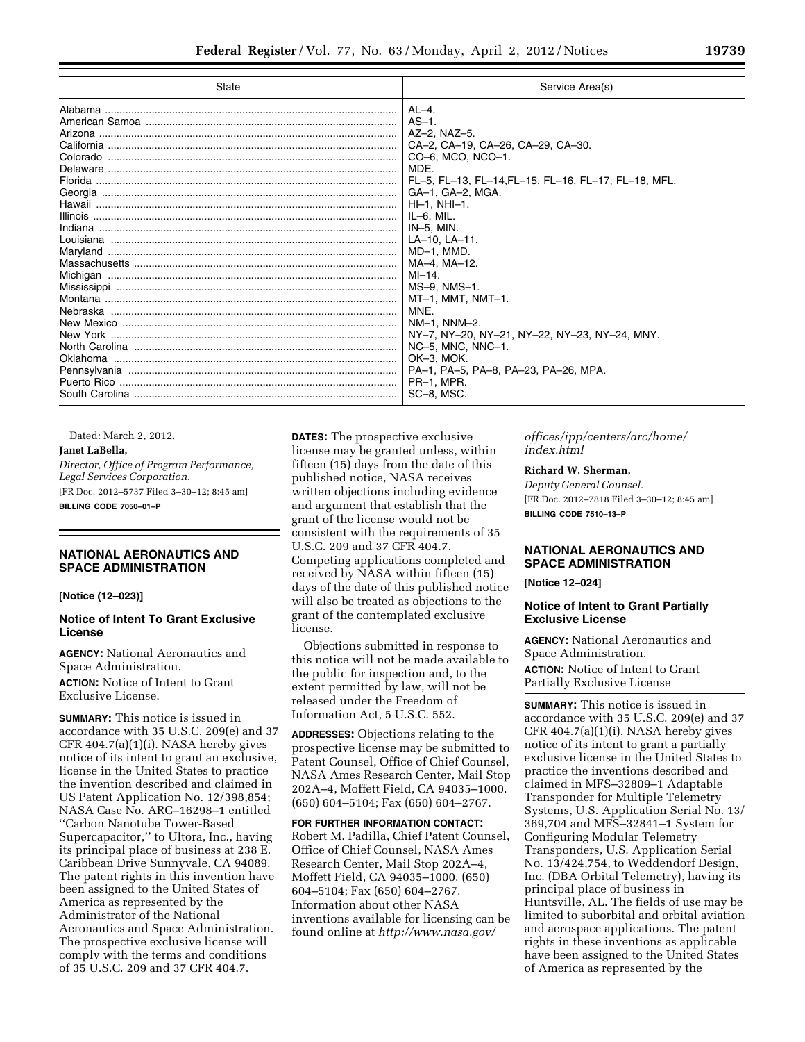| State | Service Area(s) |
| --- | --- |
| Alabama | AL–4. |
| American Samoa | AS–1. |
| Arizona | AZ–2, NAZ–5. |
| California | CA–2, CA–19, CA–26, CA–29, CA–30. |
| Colorado | CO–6, MCO, NCO–1. |
| Delaware | MDE. |
| Florida | FL–5, FL–13, FL–14,FL–15, FL–16, FL–17, FL–18, MFL. |
| Georgia | GA–1, GA–2, MGA. |
| Hawaii | HI–1, NHI–1. |
| Illinois | IL–6, MIL. |
| Indiana | IN–5, MIN. |
| Louisiana | LA–10, LA–11. |
| Maryland | MD–1, MMD. |
| Massachusetts | MA–4, MA–12. |
| Michigan | MI–14. |
| Mississippi | MS–9, NMS–1. |
| Montana | MT–1, MMT, NMT–1. |
| Nebraska | MNE. |
| New Mexico | NM–1, NNM–2. |
| New York | NY–7, NY–20, NY–21, NY–22, NY–23, NY–24, MNY. |
| North Carolina | NC–5, MNC, NNC–1. |
| Oklahoma | OK–3, MOK. |
| Pennsylvania | PA–1, PA–5, PA–8, PA–23, PA–26, MPA. |
| Puerto Rico | PR–1, MPR. |
| South Carolina | SC–8, MSC. |

Dated: March 2, 2012.

**Janet LaBella,**

*Director, Office of Program Performance, Legal Services Corporation.*

[FR Doc. 2012–5737 Filed 3–30–12; 8:45 am]

**BILLING CODE 7050–01–P**

## NATIONAL AERONAUTICS AND SPACE ADMINISTRATION

**[Notice (12–023)]**

### Notice of Intent To Grant Exclusive License

**AGENCY:** National Aeronautics and Space Administration.

**ACTION:** Notice of Intent to Grant Exclusive License.

**SUMMARY:** This notice is issued in accordance with 35 U.S.C. 209(e) and 37 CFR 404.7(a)(1)(i). NASA hereby gives notice of its intent to grant an exclusive, license in the United States to practice the invention described and claimed in US Patent Application No. 12/398,854; NASA Case No. ARC–16298–1 entitled ''Carbon Nanotube Tower-Based Supercapacitor,'' to Ultora, Inc., having its principal place of business at 238 E. Caribbean Drive Sunnyvale, CA 94089. The patent rights in this invention have been assigned to the United States of America as represented by the Administrator of the National Aeronautics and Space Administration. The prospective exclusive license will comply with the terms and conditions of 35 U.S.C. 209 and 37 CFR 404.7.

**DATES:** The prospective exclusive license may be granted unless, within fifteen (15) days from the date of this published notice, NASA receives written objections including evidence and argument that establish that the grant of the license would not be consistent with the requirements of 35 U.S.C. 209 and 37 CFR 404.7. Competing applications completed and received by NASA within fifteen (15) days of the date of this published notice will also be treated as objections to the grant of the contemplated exclusive license.

Objections submitted in response to this notice will not be made available to the public for inspection and, to the extent permitted by law, will not be released under the Freedom of Information Act, 5 U.S.C. 552.

**ADDRESSES:** Objections relating to the prospective license may be submitted to Patent Counsel, Office of Chief Counsel, NASA Ames Research Center, Mail Stop 202A–4, Moffett Field, CA 94035–1000. (650) 604–5104; Fax (650) 604–2767.

**FOR FURTHER INFORMATION CONTACT:** Robert M. Padilla, Chief Patent Counsel, Office of Chief Counsel, NASA Ames Research Center, Mail Stop 202A–4, Moffett Field, CA 94035–1000. (650) 604–5104; Fax (650) 604–2767. Information about other NASA inventions available for licensing can be found online at *http://www.nasa.gov/offices/ipp/centers/arc/home/index.html*

**Richard W. Sherman,**

*Deputy General Counsel.*

[FR Doc. 2012–7818 Filed 3–30–12; 8:45 am]

**BILLING CODE 7510–13–P**

## NATIONAL AERONAUTICS AND SPACE ADMINISTRATION

**[Notice 12–024]**

### Notice of Intent to Grant Partially Exclusive License

**AGENCY:** National Aeronautics and Space Administration.

**ACTION:** Notice of Intent to Grant Partially Exclusive License

**SUMMARY:** This notice is issued in accordance with 35 U.S.C. 209(e) and 37 CFR 404.7(a)(1)(i). NASA hereby gives notice of its intent to grant a partially exclusive license in the United States to practice the inventions described and claimed in MFS–32809–1 Adaptable Transponder for Multiple Telemetry Systems, U.S. Application Serial No. 13/369,704 and MFS–32841–1 System for Configuring Modular Telemetry Transponders, U.S. Application Serial No. 13/424,754, to Weddendorf Design, Inc. (DBA Orbital Telemetry), having its principal place of business in Huntsville, AL. The fields of use may be limited to suborbital and orbital aviation and aerospace applications. The patent rights in these inventions as applicable have been assigned to the United States of America as represented by the